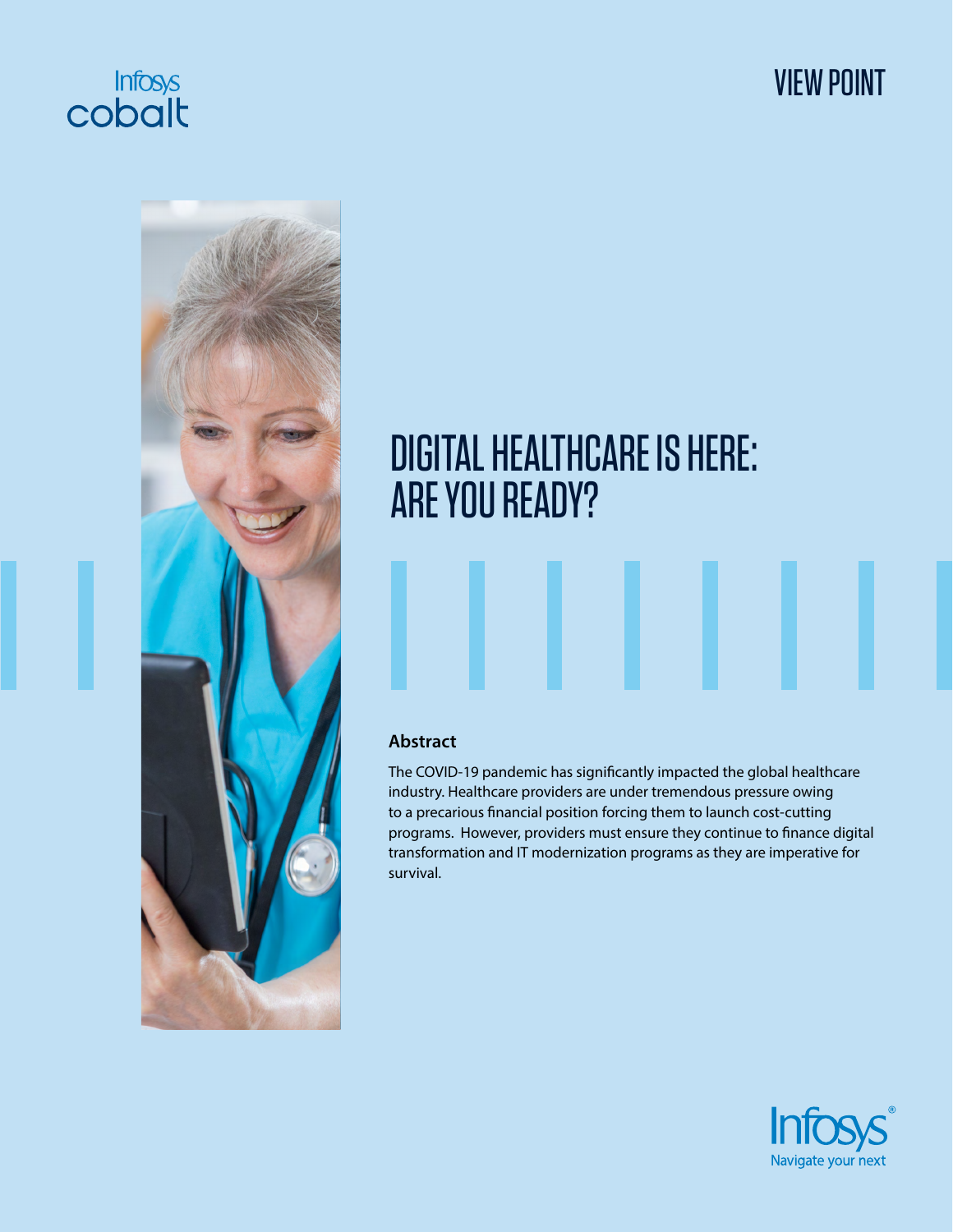Infosys cobalt

VIEW POINT

# DIGITAL HEALTHCARE IS HERE: ARE YOU READY?

### Abstract

The COVID-19 pandemic has significantly impacted the global healthcare industry. Healthcare providers are under tremendous pressure owing to a precarious financial position forcing them to launch cost-cutting programs. However, providers must ensure they continue to finance digital transformation and IT modernization programs as they are imperative for survival.

Infosys® Navigate your next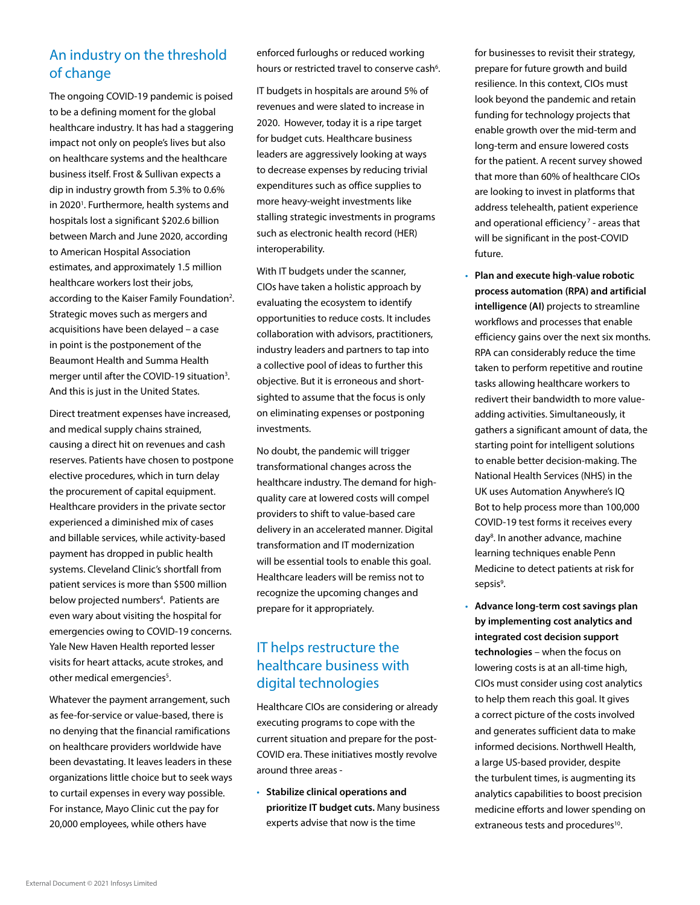## An industry on the threshold of change

The ongoing COVID-19 pandemic is poised to be a defining moment for the global healthcare industry. It has had a staggering impact not only on people's lives but also on healthcare systems and the healthcare business itself. Frost & Sullivan expects a dip in industry growth from 5.3% to 0.6% in 2020[1]. Furthermore, health systems and hospitals lost a significant $202.6 billion between March and June 2020, according to American Hospital Association estimates, and approximately 1.5 million healthcare workers lost their jobs, according to the Kaiser Family Foundation[2]. Strategic moves such as mergers and acquisitions have been delayed – a case in point is the postponement of the Beaumont Health and Summa Health merger until after the COVID-19 situation[3]. And this is just in the United States.

Direct treatment expenses have increased, and medical supply chains strained, causing a direct hit on revenues and cash reserves. Patients have chosen to postpone elective procedures, which in turn delay the procurement of capital equipment. Healthcare providers in the private sector experienced a diminished mix of cases and billable services, while activity-based payment has dropped in public health systems. Cleveland Clinic's shortfall from patient services is more than $500 million below projected numbers[4]. Patients are even wary about visiting the hospital for emergencies owing to COVID-19 concerns. Yale New Haven Health reported lesser visits for heart attacks, acute strokes, and other medical emergencies[5].

Whatever the payment arrangement, such as fee-for-service or value-based, there is no denying that the financial ramifications on healthcare providers worldwide have been devastating. It leaves leaders in these organizations little choice but to seek ways to curtail expenses in every way possible. For instance, Mayo Clinic cut the pay for 20,000 employees, while others have enforced furloughs or reduced working hours or restricted travel to conserve cash[6].

IT budgets in hospitals are around 5% of revenues and were slated to increase in 2020. However, today it is a ripe target for budget cuts. Healthcare business leaders are aggressively looking at ways to decrease expenses by reducing trivial expenditures such as office supplies to more heavy-weight investments like stalling strategic investments in programs such as electronic health record (HER) interoperability.

With IT budgets under the scanner, CIOs have taken a holistic approach by evaluating the ecosystem to identify opportunities to reduce costs. It includes collaboration with advisors, practitioners, industry leaders and partners to tap into a collective pool of ideas to further this objective. But it is erroneous and short-sighted to assume that the focus is only on eliminating expenses or postponing investments.

No doubt, the pandemic will trigger transformational changes across the healthcare industry. The demand for high-quality care at lowered costs will compel providers to shift to value-based care delivery in an accelerated manner. Digital transformation and IT modernization will be essential tools to enable this goal. Healthcare leaders will be remiss not to recognize the upcoming changes and prepare for it appropriately.

## IT helps restructure the healthcare business with digital technologies

Healthcare CIOs are considering or already executing programs to cope with the current situation and prepare for the post-COVID era. These initiatives mostly revolve around three areas -

- **Stabilize clinical operations and prioritize IT budget cuts.** Many business experts advise that now is the time for businesses to revisit their strategy, prepare for future growth and build resilience. In this context, CIOs must look beyond the pandemic and retain funding for technology projects that enable growth over the mid-term and long-term and ensure lowered costs for the patient. A recent survey showed that more than 60% of healthcare CIOs are looking to invest in platforms that address telehealth, patient experience and operational efficiency[7] - areas that will be significant in the post-COVID future.
- **Plan and execute high-value robotic process automation (RPA) and artificial intelligence (AI)** projects to streamline workflows and processes that enable efficiency gains over the next six months. RPA can considerably reduce the time taken to perform repetitive and routine tasks allowing healthcare workers to redivert their bandwidth to more value-adding activities. Simultaneously, it gathers a significant amount of data, the starting point for intelligent solutions to enable better decision-making. The National Health Services (NHS) in the UK uses Automation Anywhere's IQ Bot to help process more than 100,000 COVID-19 test forms it receives every day[8]. In another advance, machine learning techniques enable Penn Medicine to detect patients at risk for sepsis[9].
- **Advance long-term cost savings plan by implementing cost analytics and integrated cost decision support technologies** – when the focus on lowering costs is at an all-time high, CIOs must consider using cost analytics to help them reach this goal. It gives a correct picture of the costs involved and generates sufficient data to make informed decisions. Northwell Health, a large US-based provider, despite the turbulent times, is augmenting its analytics capabilities to boost precision medicine efforts and lower spending on extraneous tests and procedures[10].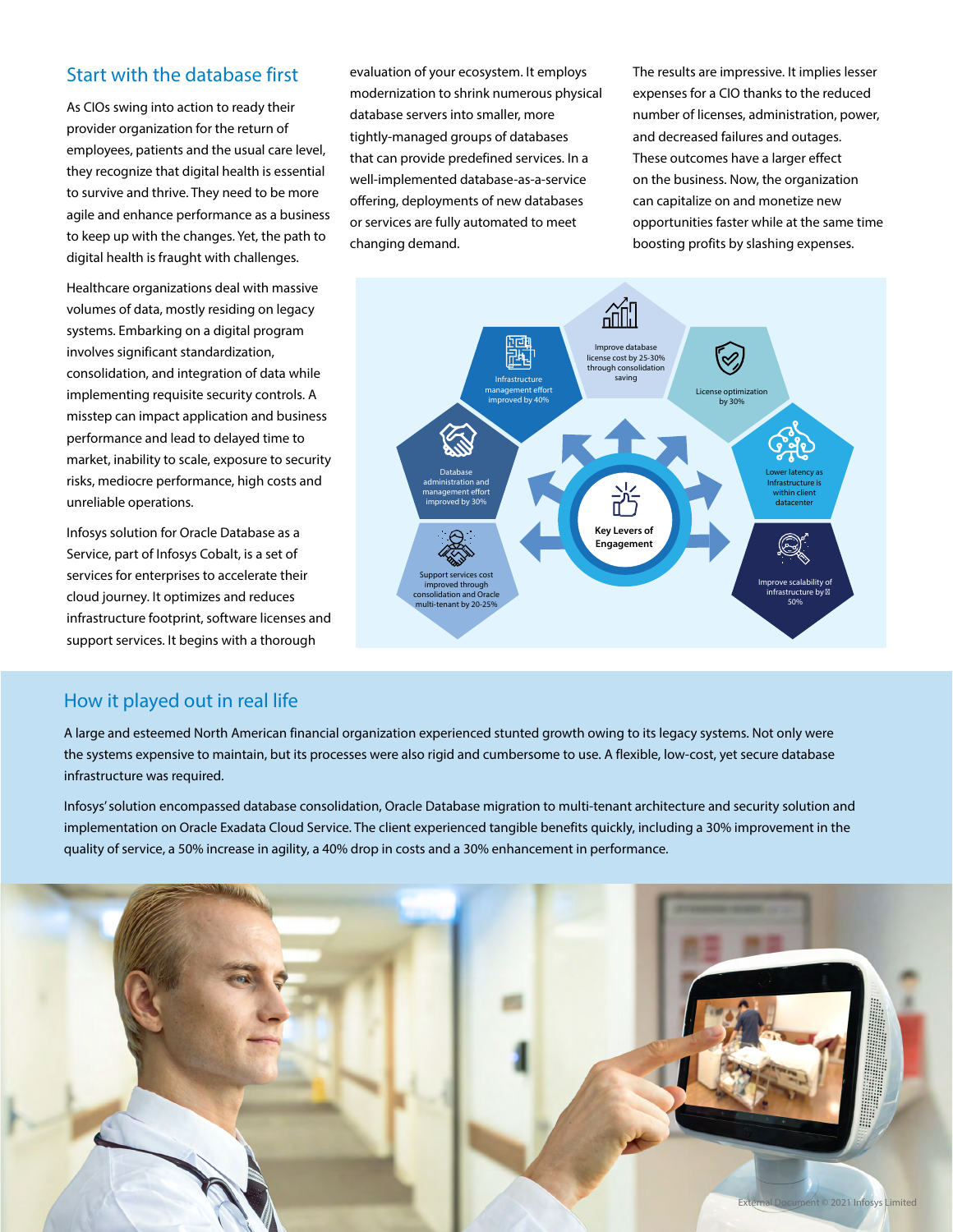## Start with the database first

As CIOs swing into action to ready their provider organization for the return of employees, patients and the usual care level, they recognize that digital health is essential to survive and thrive. They need to be more agile and enhance performance as a business to keep up with the changes. Yet, the path to digital health is fraught with challenges.

Healthcare organizations deal with massive volumes of data, mostly residing on legacy systems. Embarking on a digital program involves significant standardization, consolidation, and integration of data while implementing requisite security controls. A misstep can impact application and business performance and lead to delayed time to market, inability to scale, exposure to security risks, mediocre performance, high costs and unreliable operations.

Infosys solution for Oracle Database as a Service, part of Infosys Cobalt, is a set of services for enterprises to accelerate their cloud journey. It optimizes and reduces infrastructure footprint, software licenses and support services. It begins with a thorough evaluation of your ecosystem. It employs modernization to shrink numerous physical database servers into smaller, more tightly-managed groups of databases that can provide predefined services. In a well-implemented database-as-a-service offering, deployments of new databases or services are fully automated to meet changing demand.

The results are impressive. It implies lesser expenses for a CIO thanks to the reduced number of licenses, administration, power, and decreased failures and outages. These outcomes have a larger effect on the business. Now, the organization can capitalize on and monetize new opportunities faster while at the same time boosting profits by slashing expenses.

**Key Levers of Engagement**

- Improve database license cost by 25-30% through consolidation saving
- License optimization by 30%
- Lower latency as Infrastructure is within client datacenter
- Improve scalability of infrastructure by 50%
- Support services cost improved through consolidation and Oracle multi-tenant by 20-25%
- Database administration and management effort improved by 30%
- Infrastructure management effort improved by 40%

## How it played out in real life

A large and esteemed North American financial organization experienced stunted growth owing to its legacy systems. Not only were the systems expensive to maintain, but its processes were also rigid and cumbersome to use. A flexible, low-cost, yet secure database infrastructure was required.

Infosys' solution encompassed database consolidation, Oracle Database migration to multi-tenant architecture and security solution and implementation on Oracle Exadata Cloud Service. The client experienced tangible benefits quickly, including a 30% improvement in the quality of service, a 50% increase in agility, a 40% drop in costs and a 30% enhancement in performance.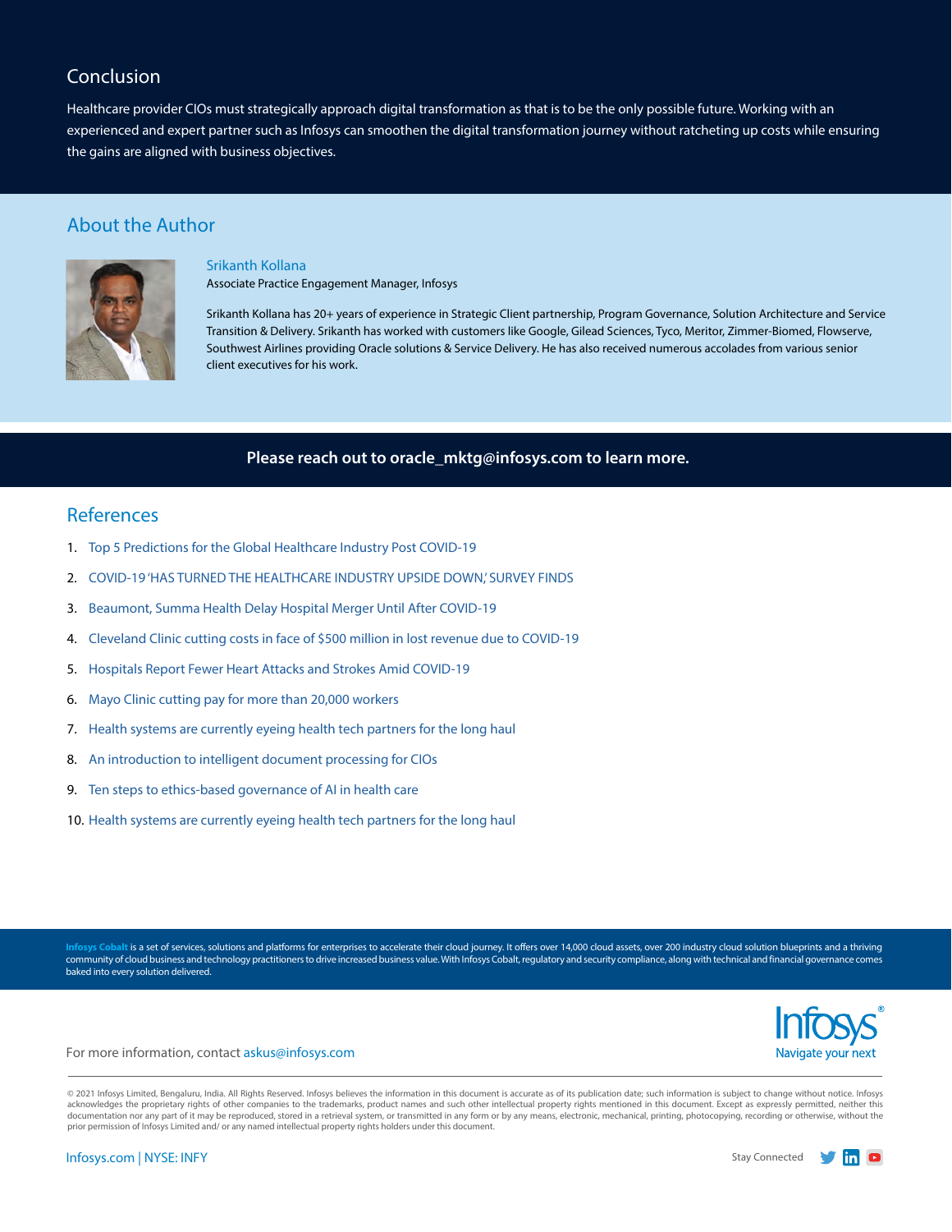## Conclusion

Healthcare provider CIOs must strategically approach digital transformation as that is to be the only possible future. Working with an experienced and expert partner such as Infosys can smoothen the digital transformation journey without ratcheting up costs while ensuring the gains are aligned with business objectives.

## About the Author

**Srikanth Kollana**
Associate Practice Engagement Manager, Infosys

Srikanth Kollana has 20+ years of experience in Strategic Client partnership, Program Governance, Solution Architecture and Service Transition & Delivery. Srikanth has worked with customers like Google, Gilead Sciences, Tyco, Meritor, Zimmer-Biomed, Flowserve, Southwest Airlines providing Oracle solutions & Service Delivery. He has also received numerous accolades from various senior client executives for his work.

**Please reach out to oracle_mktg@infosys.com to learn more.**

## References

1. Top 5 Predictions for the Global Healthcare Industry Post COVID-19
2. COVID-19 'HAS TURNED THE HEALTHCARE INDUSTRY UPSIDE DOWN,' SURVEY FINDS
3. Beaumont, Summa Health Delay Hospital Merger Until After COVID-19
4. Cleveland Clinic cutting costs in face of $500 million in lost revenue due to COVID-19
5. Hospitals Report Fewer Heart Attacks and Strokes Amid COVID-19
6. Mayo Clinic cutting pay for more than 20,000 workers
7. Health systems are currently eyeing health tech partners for the long haul
8. An introduction to intelligent document processing for CIOs
9. Ten steps to ethics-based governance of AI in health care
10. Health systems are currently eyeing health tech partners for the long haul

Infosys Cobalt is a set of services, solutions and platforms for enterprises to accelerate their cloud journey. It offers over 14,000 cloud assets, over 200 industry cloud solution blueprints and a thriving community of cloud business and technology practitioners to drive increased business value. With Infosys Cobalt, regulatory and security compliance, along with technical and financial governance comes baked into every solution delivered.

For more information, contact askus@infosys.com

Infosys®
Navigate your next

© 2021 Infosys Limited, Bengaluru, India. All Rights Reserved. Infosys believes the information in this document is accurate as of its publication date; such information is subject to change without notice. Infosys acknowledges the proprietary rights of other companies to the trademarks, product names and such other intellectual property rights mentioned in this document. Except as expressly permitted, neither this documentation nor any part of it may be reproduced, stored in a retrieval system, or transmitted in any form or by any means, electronic, mechanical, printing, photocopying, recording or otherwise, without the prior permission of Infosys Limited and/ or any named intellectual property rights holders under this document.

Infosys.com | NYSE: INFY

Stay Connected